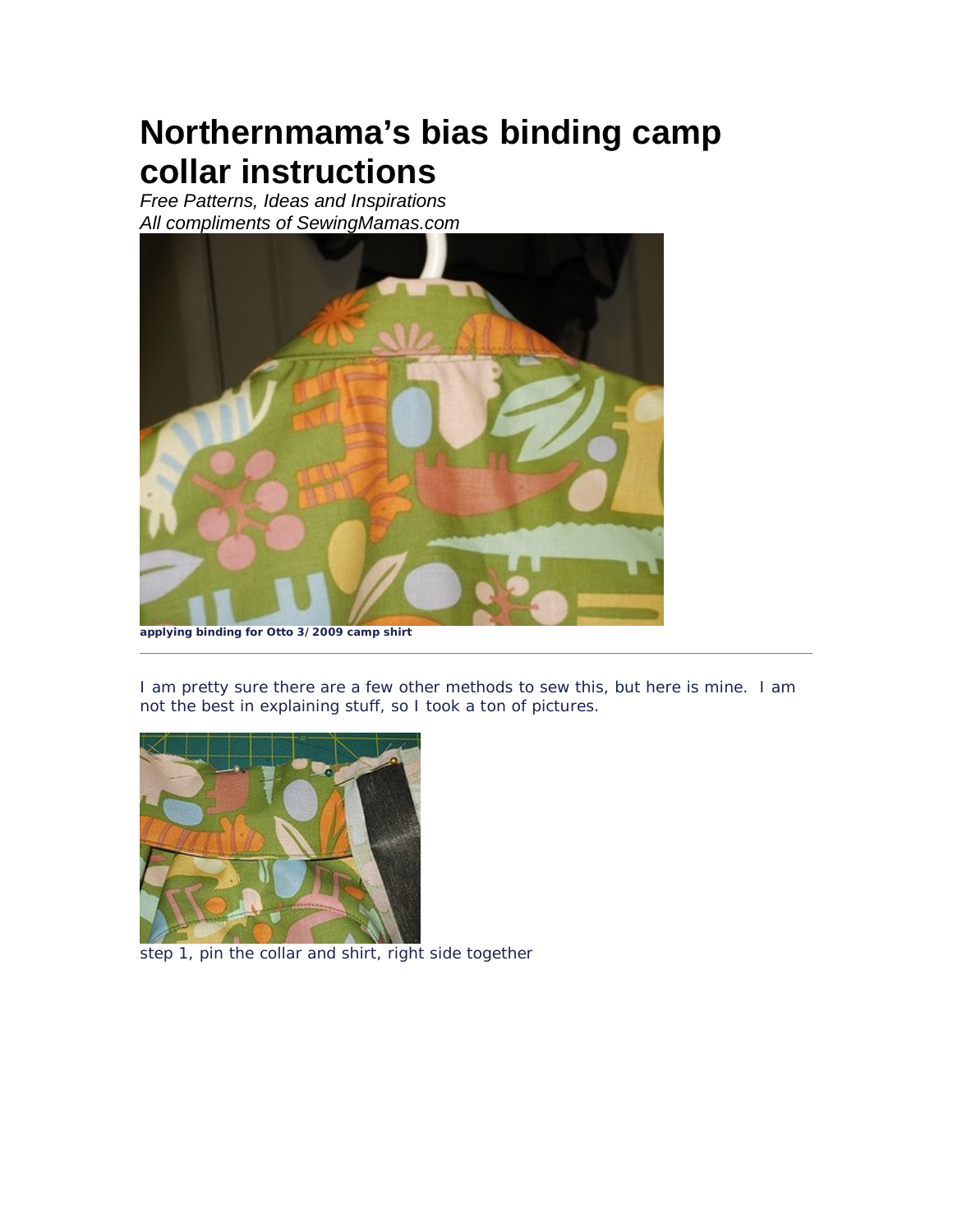# Northernmama's bias binding camp collar instructions

*Free Patterns, Ideas and Inspirations*
*All compliments of SewingMamas.com*

**applying binding for Otto 3/2009 camp shirt**

---

I am pretty sure there are a few other methods to sew this, but here is mine. I am not the best in explaining stuff, so I took a ton of pictures.

step 1, pin the collar and shirt, right side together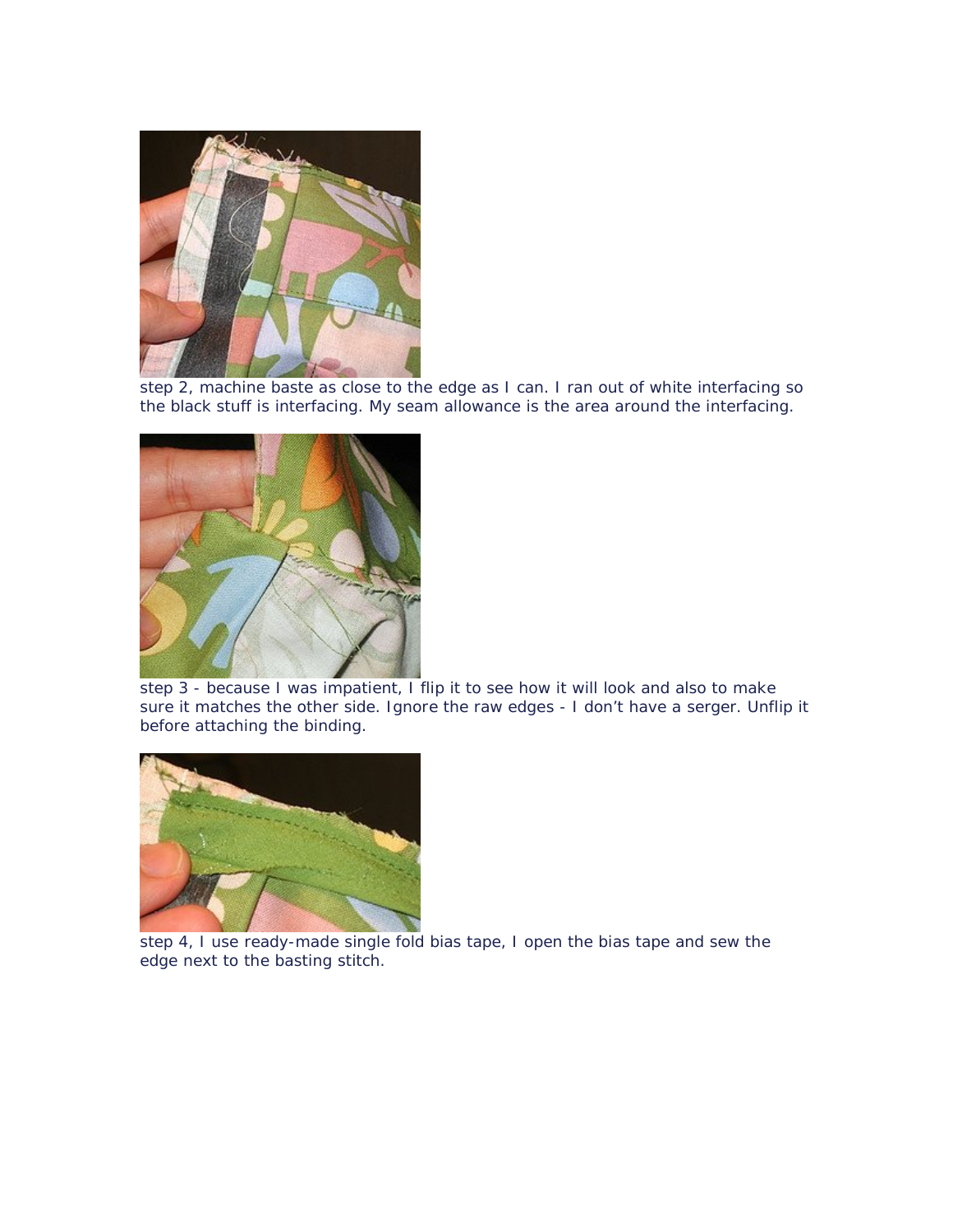step 2, machine baste as close to the edge as I can. I ran out of white interfacing so the black stuff is interfacing. My seam allowance is the area around the interfacing.

step 3 - because I was impatient, I flip it to see how it will look and also to make sure it matches the other side. Ignore the raw edges - I don't have a serger. Unflip it before attaching the binding.

step 4, I use ready-made single fold bias tape, I open the bias tape and sew the edge next to the basting stitch.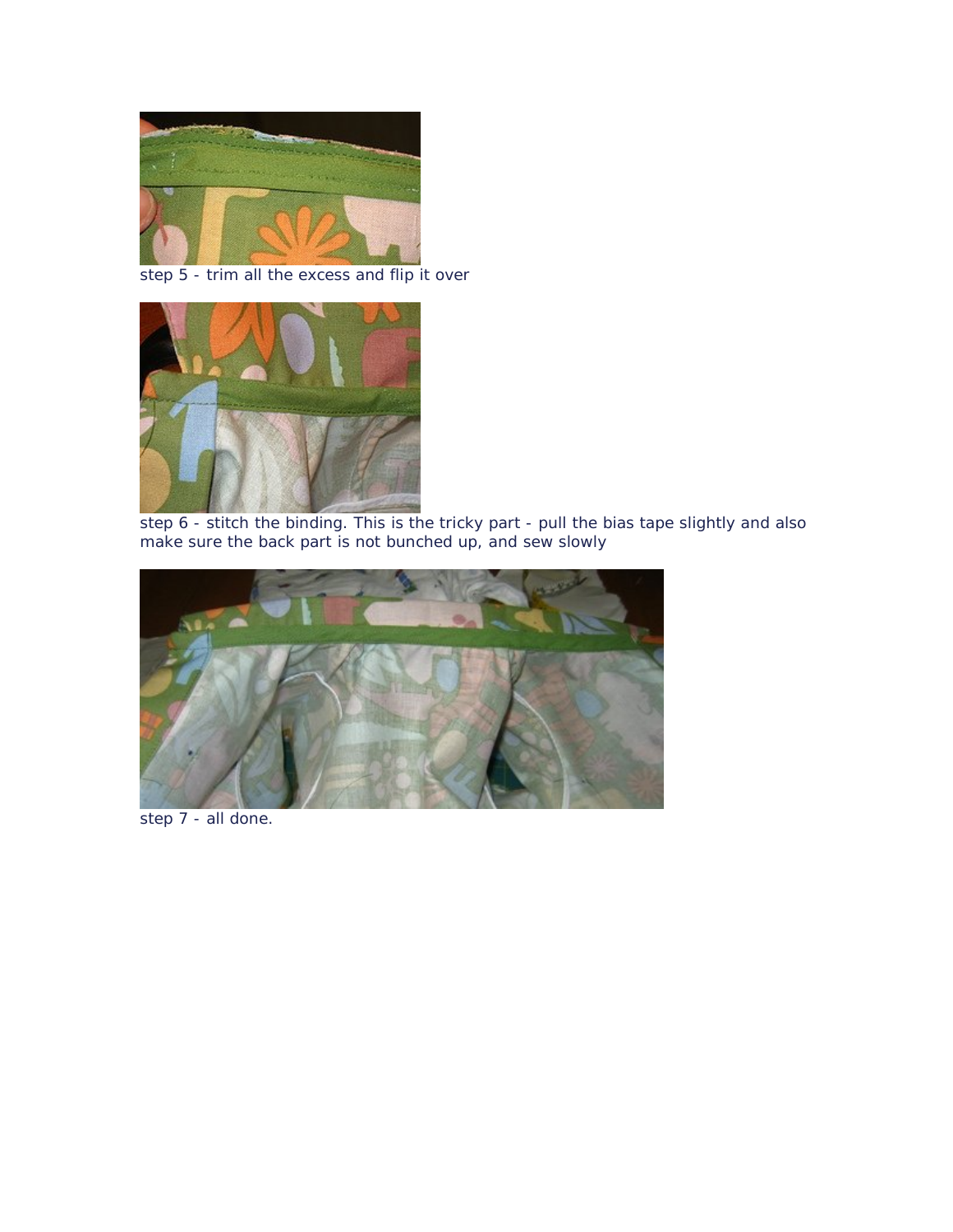step 5 - trim all the excess and flip it over

step 6 - stitch the binding. This is the tricky part - pull the bias tape slightly and also make sure the back part is not bunched up, and sew slowly

step 7 - all done.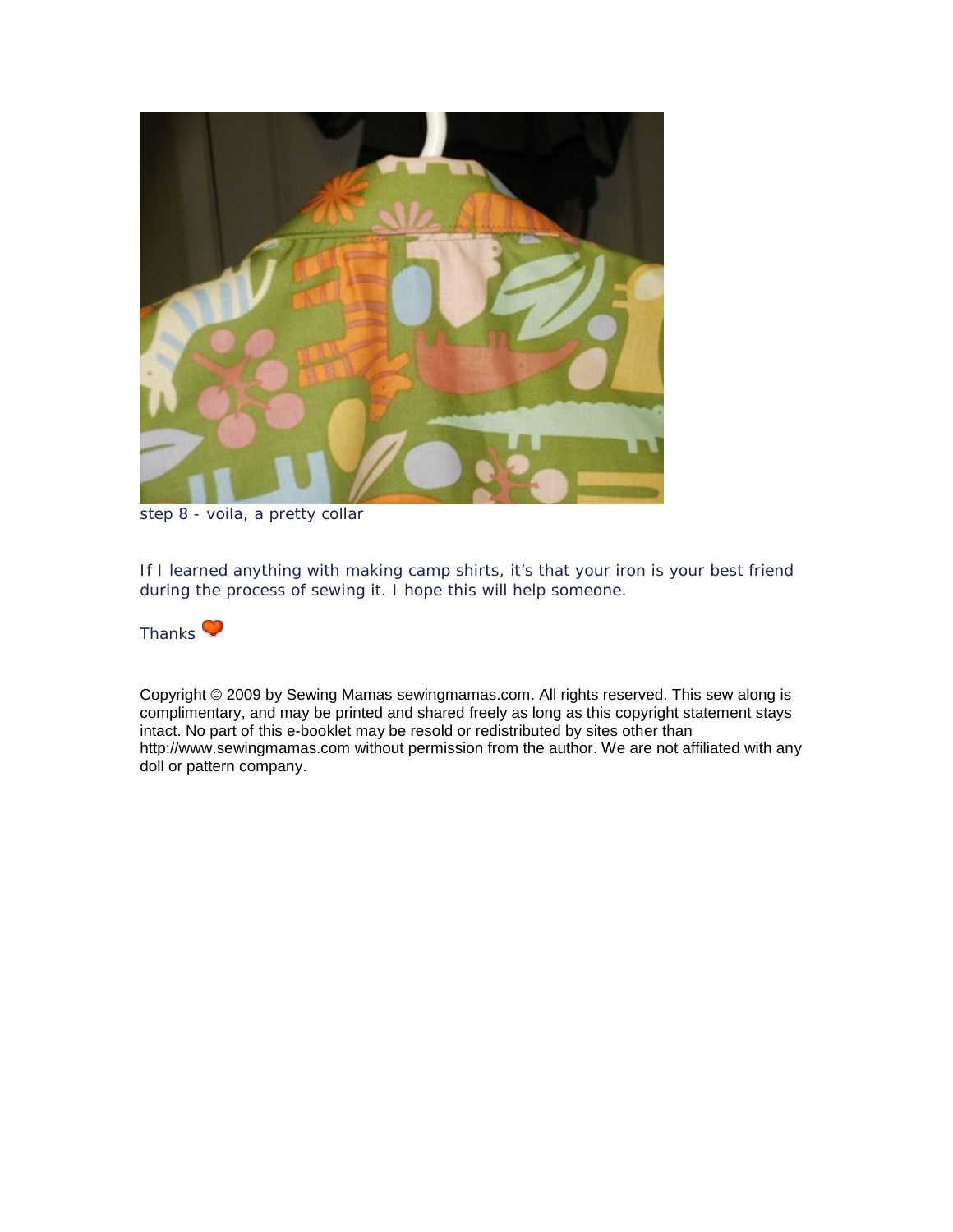step 8 - voila, a pretty collar

If I learned anything with making camp shirts, it's that your iron is your best friend during the process of sewing it. I hope this will help someone.

Thanks

Copyright © 2009 by Sewing Mamas sewingmamas.com. All rights reserved. This sew along is complimentary, and may be printed and shared freely as long as this copyright statement stays intact. No part of this e-booklet may be resold or redistributed by sites other than http://www.sewingmamas.com without permission from the author. We are not affiliated with any doll or pattern company.